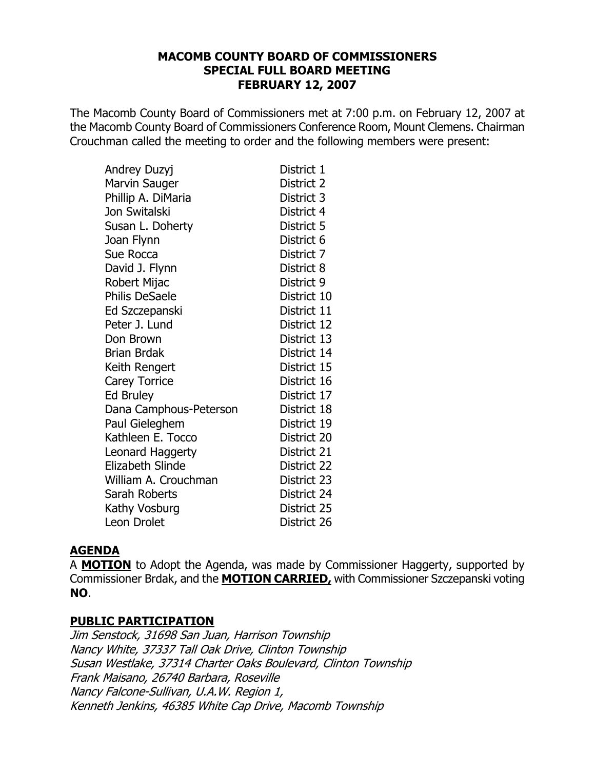# MACOMB COUNTY BOARD OF COMMISSIONERS
## SPECIAL FULL BOARD MEETING
## FEBRUARY 12, 2007

The Macomb County Board of Commissioners met at 7:00 p.m. on February 12, 2007 at the Macomb County Board of Commissioners Conference Room, Mount Clemens. Chairman Crouchman called the meeting to order and the following members were present:

| | |
|---|---|
| Andrey Duzyj | District 1 |
| Marvin Sauger | District 2 |
| Phillip A. DiMaria | District 3 |
| Jon Switalski | District 4 |
| Susan L. Doherty | District 5 |
| Joan Flynn | District 6 |
| Sue Rocca | District 7 |
| David J. Flynn | District 8 |
| Robert Mijac | District 9 |
| Philis DeSaele | District 10 |
| Ed Szczepanski | District 11 |
| Peter J. Lund | District 12 |
| Don Brown | District 13 |
| Brian Brdak | District 14 |
| Keith Rengert | District 15 |
| Carey Torrice | District 16 |
| Ed Bruley | District 17 |
| Dana Camphous-Peterson | District 18 |
| Paul Gieleghem | District 19 |
| Kathleen E. Tocco | District 20 |
| Leonard Haggerty | District 21 |
| Elizabeth Slinde | District 22 |
| William A. Crouchman | District 23 |
| Sarah Roberts | District 24 |
| Kathy Vosburg | District 25 |
| Leon Drolet | District 26 |

## AGENDA

A **MOTION** to Adopt the Agenda, was made by Commissioner Haggerty, supported by Commissioner Brdak, and the **MOTION CARRIED,** with Commissioner Szczepanski voting **NO**.

## PUBLIC PARTICIPATION

*Jim Senstock, 31698 San Juan, Harrison Township*
*Nancy White, 37337 Tall Oak Drive, Clinton Township*
*Susan Westlake, 37314 Charter Oaks Boulevard, Clinton Township*
*Frank Maisano, 26740 Barbara, Roseville*
*Nancy Falcone-Sullivan, U.A.W. Region 1,*
*Kenneth Jenkins, 46385 White Cap Drive, Macomb Township*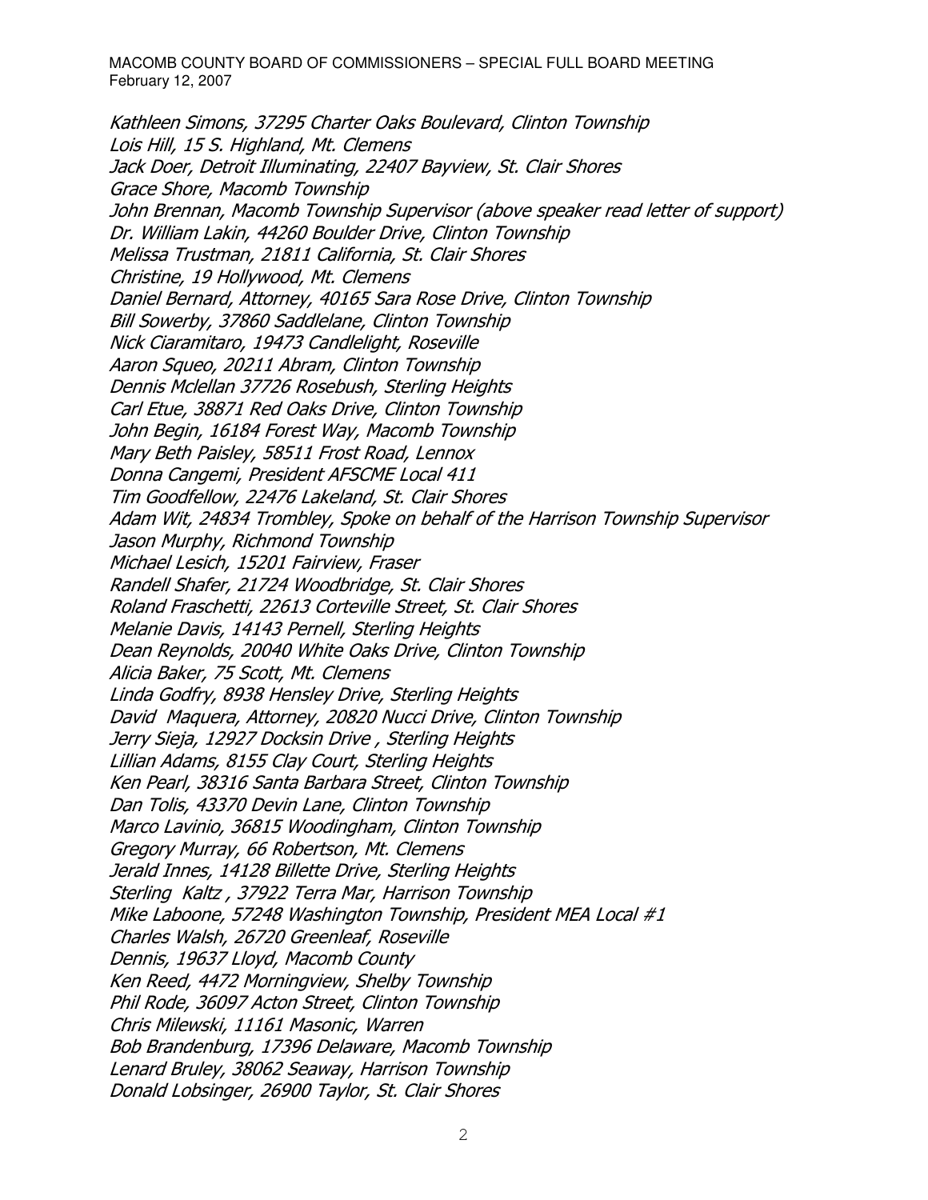*Kathleen Simons, 37295 Charter Oaks Boulevard, Clinton Township*
*Lois Hill, 15 S. Highland, Mt. Clemens*
*Jack Doer, Detroit Illuminating, 22407 Bayview, St. Clair Shores*
*Grace Shore, Macomb Township*
*John Brennan, Macomb Township Supervisor (above speaker read letter of support)*
*Dr. William Lakin, 44260 Boulder Drive, Clinton Township*
*Melissa Trustman, 21811 California, St. Clair Shores*
*Christine, 19 Hollywood, Mt. Clemens*
*Daniel Bernard, Attorney, 40165 Sara Rose Drive, Clinton Township*
*Bill Sowerby, 37860 Saddlelane, Clinton Township*
*Nick Ciaramitaro, 19473 Candlelight, Roseville*
*Aaron Squeo, 20211 Abram, Clinton Township*
*Dennis Mclellan 37726 Rosebush, Sterling Heights*
*Carl Etue, 38871 Red Oaks Drive, Clinton Township*
*John Begin, 16184 Forest Way, Macomb Township*
*Mary Beth Paisley, 58511 Frost Road, Lennox*
*Donna Cangemi, President AFSCME Local 411*
*Tim Goodfellow, 22476 Lakeland, St. Clair Shores*
*Adam Wit, 24834 Trombley, Spoke on behalf of the Harrison Township Supervisor*
*Jason Murphy, Richmond Township*
*Michael Lesich, 15201 Fairview, Fraser*
*Randell Shafer, 21724 Woodbridge, St. Clair Shores*
*Roland Fraschetti, 22613 Corteville Street, St. Clair Shores*
*Melanie Davis, 14143 Pernell, Sterling Heights*
*Dean Reynolds, 20040 White Oaks Drive, Clinton Township*
*Alicia Baker, 75 Scott, Mt. Clemens*
*Linda Godfry, 8938 Hensley Drive, Sterling Heights*
*David Maquera, Attorney, 20820 Nucci Drive, Clinton Township*
*Jerry Sieja, 12927 Docksin Drive , Sterling Heights*
*Lillian Adams, 8155 Clay Court, Sterling Heights*
*Ken Pearl, 38316 Santa Barbara Street, Clinton Township*
*Dan Tolis, 43370 Devin Lane, Clinton Township*
*Marco Lavinio, 36815 Woodingham, Clinton Township*
*Gregory Murray, 66 Robertson, Mt. Clemens*
*Jerald Innes, 14128 Billette Drive, Sterling Heights*
*Sterling Kaltz , 37922 Terra Mar, Harrison Township*
*Mike Laboone, 57248 Washington Township, President MEA Local #1*
*Charles Walsh, 26720 Greenleaf, Roseville*
*Dennis, 19637 Lloyd, Macomb County*
*Ken Reed, 4472 Morningview, Shelby Township*
*Phil Rode, 36097 Acton Street, Clinton Township*
*Chris Milewski, 11161 Masonic, Warren*
*Bob Brandenburg, 17396 Delaware, Macomb Township*
*Lenard Bruley, 38062 Seaway, Harrison Township*
*Donald Lobsinger, 26900 Taylor, St. Clair Shores*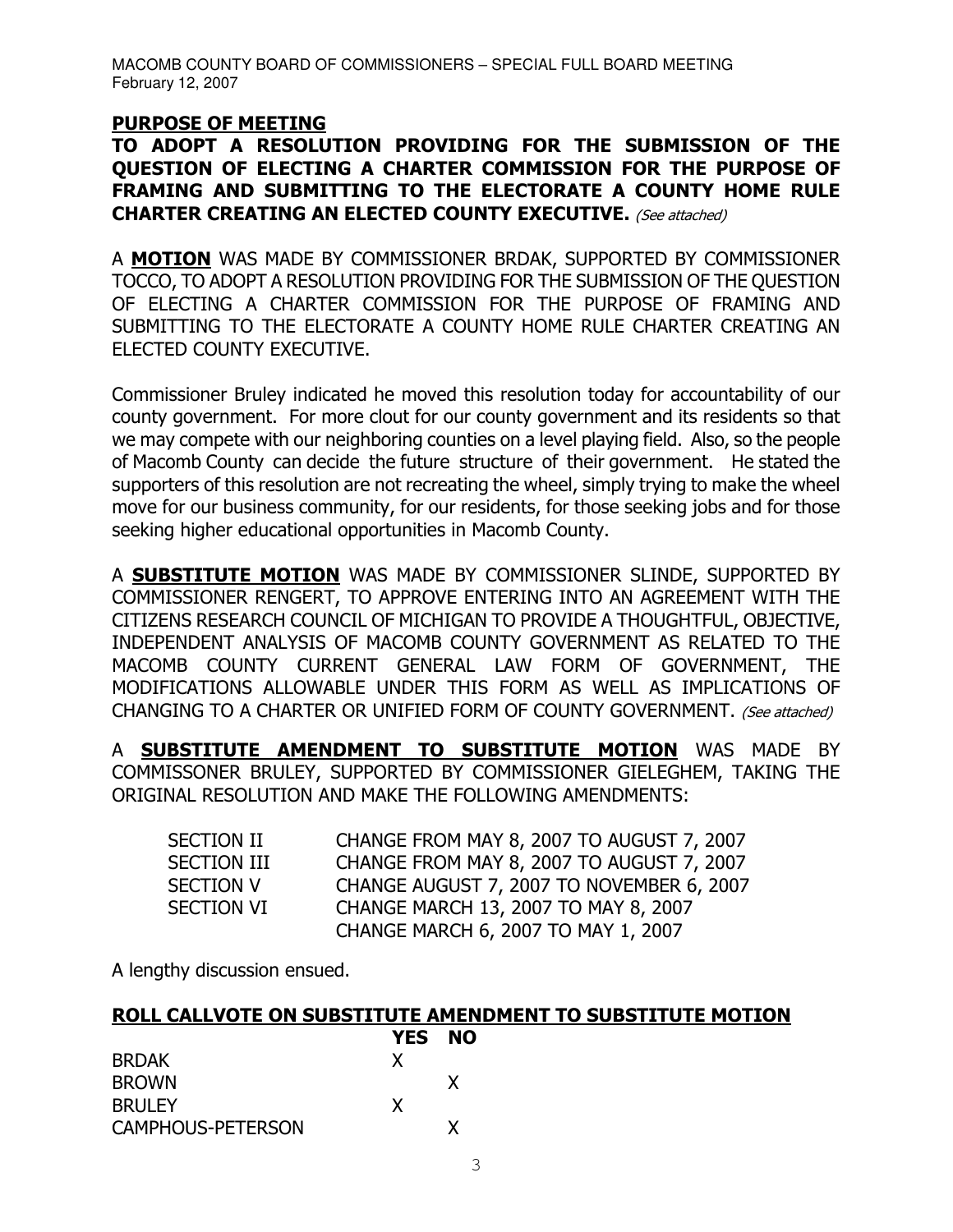## PURPOSE OF MEETING

**TO ADOPT A RESOLUTION PROVIDING FOR THE SUBMISSION OF THE QUESTION OF ELECTING A CHARTER COMMISSION FOR THE PURPOSE OF FRAMING AND SUBMITTING TO THE ELECTORATE A COUNTY HOME RULE CHARTER CREATING AN ELECTED COUNTY EXECUTIVE.** *(See attached)*

A **MOTION** WAS MADE BY COMMISSIONER BRDAK, SUPPORTED BY COMMISSIONER TOCCO, TO ADOPT A RESOLUTION PROVIDING FOR THE SUBMISSION OF THE QUESTION OF ELECTING A CHARTER COMMISSION FOR THE PURPOSE OF FRAMING AND SUBMITTING TO THE ELECTORATE A COUNTY HOME RULE CHARTER CREATING AN ELECTED COUNTY EXECUTIVE.

Commissioner Bruley indicated he moved this resolution today for accountability of our county government. For more clout for our county government and its residents so that we may compete with our neighboring counties on a level playing field. Also, so the people of Macomb County can decide the future structure of their government. He stated the supporters of this resolution are not recreating the wheel, simply trying to make the wheel move for our business community, for our residents, for those seeking jobs and for those seeking higher educational opportunities in Macomb County.

A **SUBSTITUTE MOTION** WAS MADE BY COMMISSIONER SLINDE, SUPPORTED BY COMMISSIONER RENGERT, TO APPROVE ENTERING INTO AN AGREEMENT WITH THE CITIZENS RESEARCH COUNCIL OF MICHIGAN TO PROVIDE A THOUGHTFUL, OBJECTIVE, INDEPENDENT ANALYSIS OF MACOMB COUNTY GOVERNMENT AS RELATED TO THE MACOMB COUNTY CURRENT GENERAL LAW FORM OF GOVERNMENT, THE MODIFICATIONS ALLOWABLE UNDER THIS FORM AS WELL AS IMPLICATIONS OF CHANGING TO A CHARTER OR UNIFIED FORM OF COUNTY GOVERNMENT. *(See attached)*

A **SUBSTITUTE AMENDMENT TO SUBSTITUTE MOTION** WAS MADE BY COMMISSONER BRULEY, SUPPORTED BY COMMISSIONER GIELEGHEM, TAKING THE ORIGINAL RESOLUTION AND MAKE THE FOLLOWING AMENDMENTS:

| | |
|---|---|
| SECTION II | CHANGE FROM MAY 8, 2007 TO AUGUST 7, 2007 |
| SECTION III | CHANGE FROM MAY 8, 2007 TO AUGUST 7, 2007 |
| SECTION V | CHANGE AUGUST 7, 2007 TO NOVEMBER 6, 2007 |
| SECTION VI | CHANGE MARCH 13, 2007 TO MAY 8, 2007 |
| | CHANGE MARCH 6, 2007 TO MAY 1, 2007 |

A lengthy discussion ensued.

## ROLL CALLVOTE ON SUBSTITUTE AMENDMENT TO SUBSTITUTE MOTION

| | YES | NO |
|---|---|---|
| BRDAK | X | |
| BROWN | | X |
| BRULEY | X | |
| CAMPHOUS-PETERSON | | X |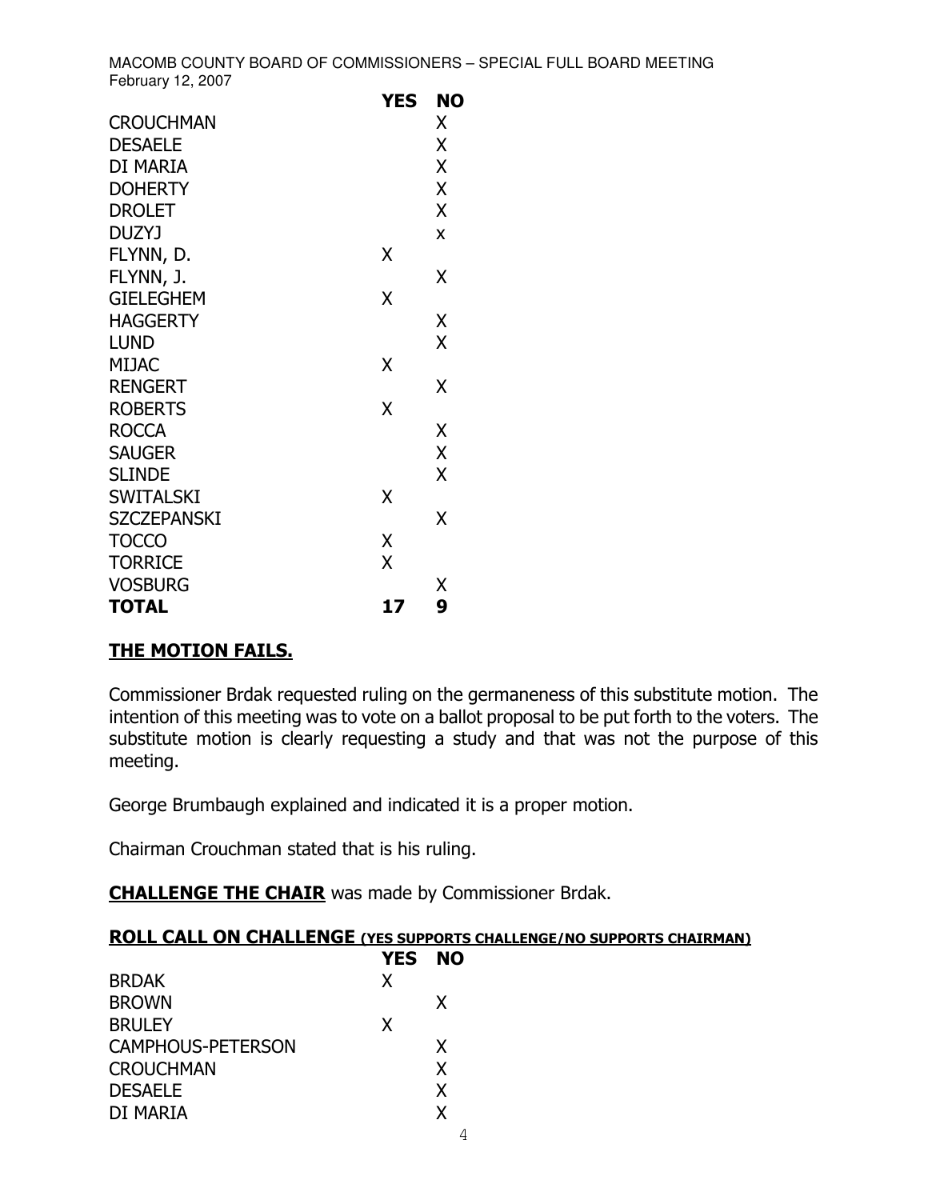| | YES | NO |
|---|---|---|
| CROUCHMAN | | X |
| DESAELE | | X |
| DI MARIA | | X |
| DOHERTY | | X |
| DROLET | | X |
| DUZYJ | | x |
| FLYNN, D. | X | |
| FLYNN, J. | | X |
| GIELEGHEM | X | |
| HAGGERTY | | X |
| LUND | | X |
| MIJAC | X | |
| RENGERT | | X |
| ROBERTS | X | |
| ROCCA | | X |
| SAUGER | | X |
| SLINDE | | X |
| SWITALSKI | X | |
| SZCZEPANSKI | | X |
| TOCCO | X | |
| TORRICE | X | |
| VOSBURG | | X |
| **TOTAL** | **17** | **9** |

**THE MOTION FAILS.**

Commissioner Brdak requested ruling on the germaneness of this substitute motion. The intention of this meeting was to vote on a ballot proposal to be put forth to the voters. The substitute motion is clearly requesting a study and that was not the purpose of this meeting.

George Brumbaugh explained and indicated it is a proper motion.

Chairman Crouchman stated that is his ruling.

**CHALLENGE THE CHAIR** was made by Commissioner Brdak.

**ROLL CALL ON CHALLENGE (YES SUPPORTS CHALLENGE/NO SUPPORTS CHAIRMAN)**

| | YES | NO |
|---|---|---|
| BRDAK | X | |
| BROWN | | X |
| BRULEY | X | |
| CAMPHOUS-PETERSON | | X |
| CROUCHMAN | | X |
| DESAELE | | X |
| DI MARIA | | X |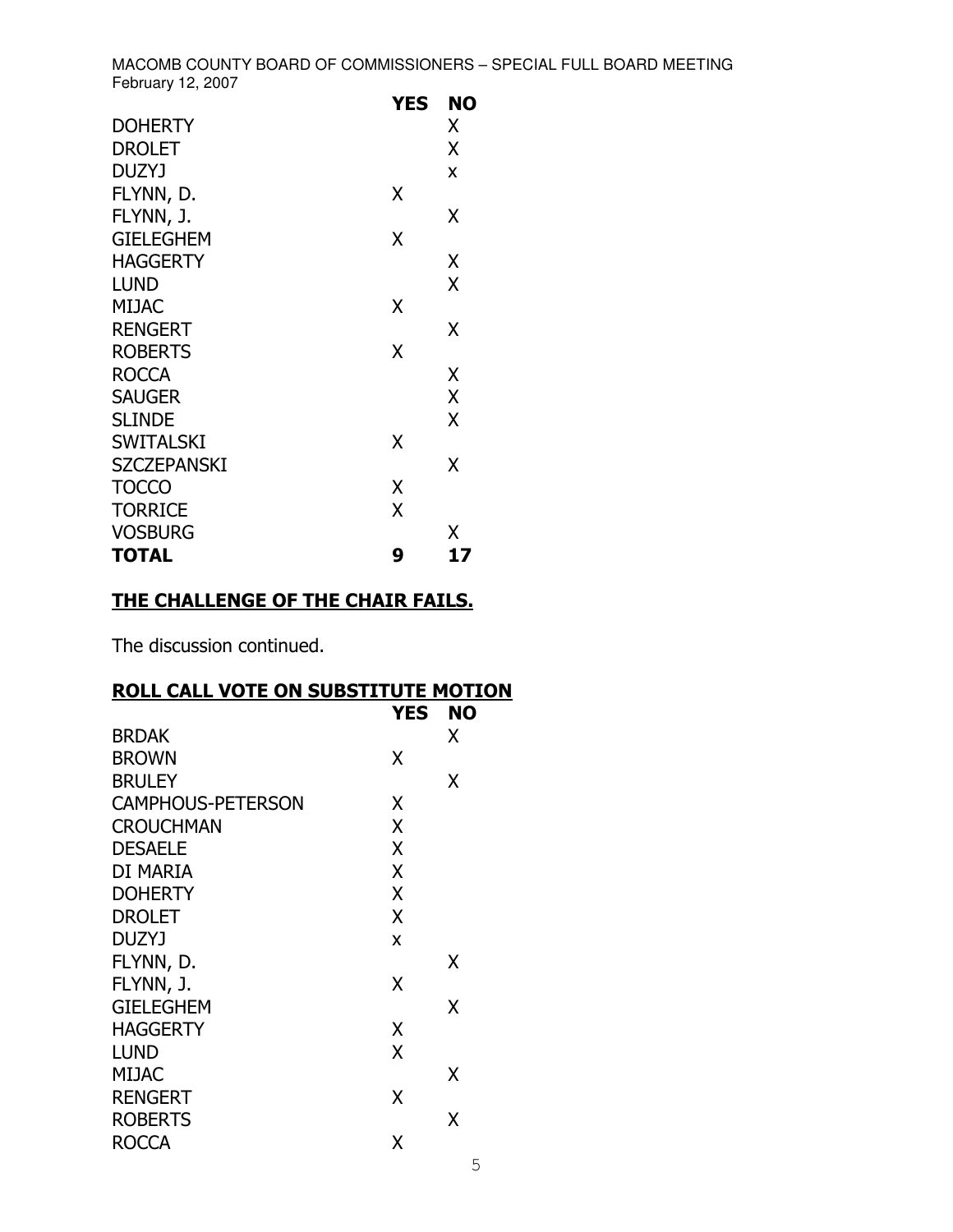| | YES | NO |
|---|---|---|
| DOHERTY | | X |
| DROLET | | X |
| DUZYJ | | x |
| FLYNN, D. | X | |
| FLYNN, J. | | X |
| GIELEGHEM | X | |
| HAGGERTY | | X |
| LUND | | X |
| MIJAC | X | |
| RENGERT | | X |
| ROBERTS | X | |
| ROCCA | | X |
| SAUGER | | X |
| SLINDE | | X |
| SWITALSKI | X | |
| SZCZEPANSKI | | X |
| TOCCO | X | |
| TORRICE | X | |
| VOSBURG | | X |
| **TOTAL** | **9** | **17** |

## THE CHALLENGE OF THE CHAIR FAILS.

The discussion continued.

## ROLL CALL VOTE ON SUBSTITUTE MOTION

| | YES | NO |
|---|---|---|
| BRDAK | | X |
| BROWN | X | |
| BRULEY | | X |
| CAMPHOUS-PETERSON | X | |
| CROUCHMAN | X | |
| DESAELE | X | |
| DI MARIA | X | |
| DOHERTY | X | |
| DROLET | X | |
| DUZYJ | x | |
| FLYNN, D. | | X |
| FLYNN, J. | X | |
| GIELEGHEM | | X |
| HAGGERTY | X | |
| LUND | X | |
| MIJAC | | X |
| RENGERT | X | |
| ROBERTS | | X |
| ROCCA | X | |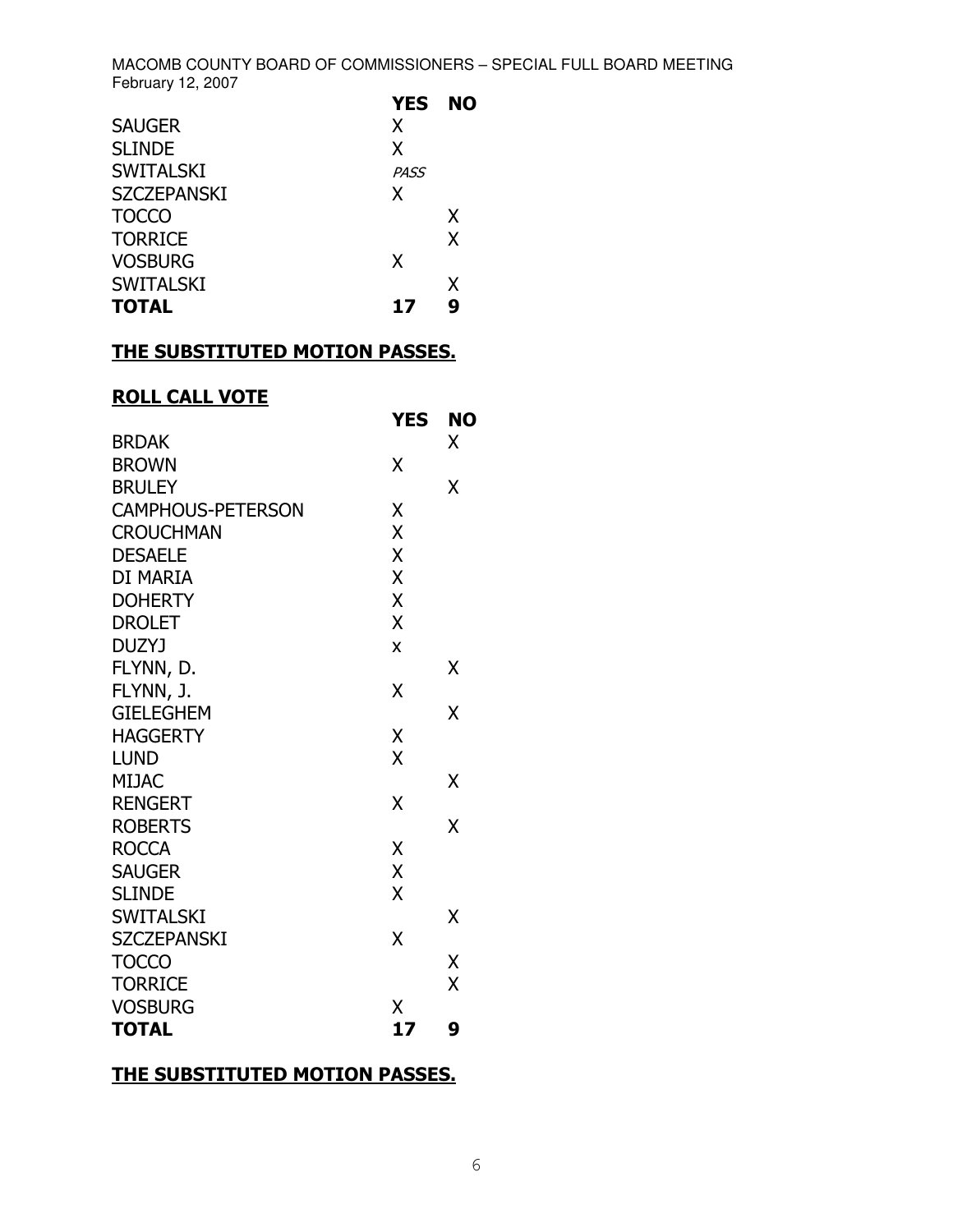| | YES | NO |
|---|---|---|
| SAUGER | X | |
| SLINDE | X | |
| SWITALSKI | *PASS* | |
| SZCZEPANSKI | X | |
| TOCCO | | X |
| TORRICE | | X |
| VOSBURG | X | |
| SWITALSKI | | X |
| **TOTAL** | **17** | **9** |

**THE SUBSTITUTED MOTION PASSES.**

**ROLL CALL VOTE**

| | YES | NO |
|---|---|---|
| BRDAK | | X |
| BROWN | X | |
| BRULEY | | X |
| CAMPHOUS-PETERSON | X | |
| CROUCHMAN | X | |
| DESAELE | X | |
| DI MARIA | X | |
| DOHERTY | X | |
| DROLET | X | |
| DUZYJ | x | |
| FLYNN, D. | | X |
| FLYNN, J. | X | |
| GIELEGHEM | | X |
| HAGGERTY | X | |
| LUND | X | |
| MIJAC | | X |
| RENGERT | X | |
| ROBERTS | | X |
| ROCCA | X | |
| SAUGER | X | |
| SLINDE | X | |
| SWITALSKI | | X |
| SZCZEPANSKI | X | |
| TOCCO | | X |
| TORRICE | | X |
| VOSBURG | X | |
| **TOTAL** | **17** | **9** |

**THE SUBSTITUTED MOTION PASSES.**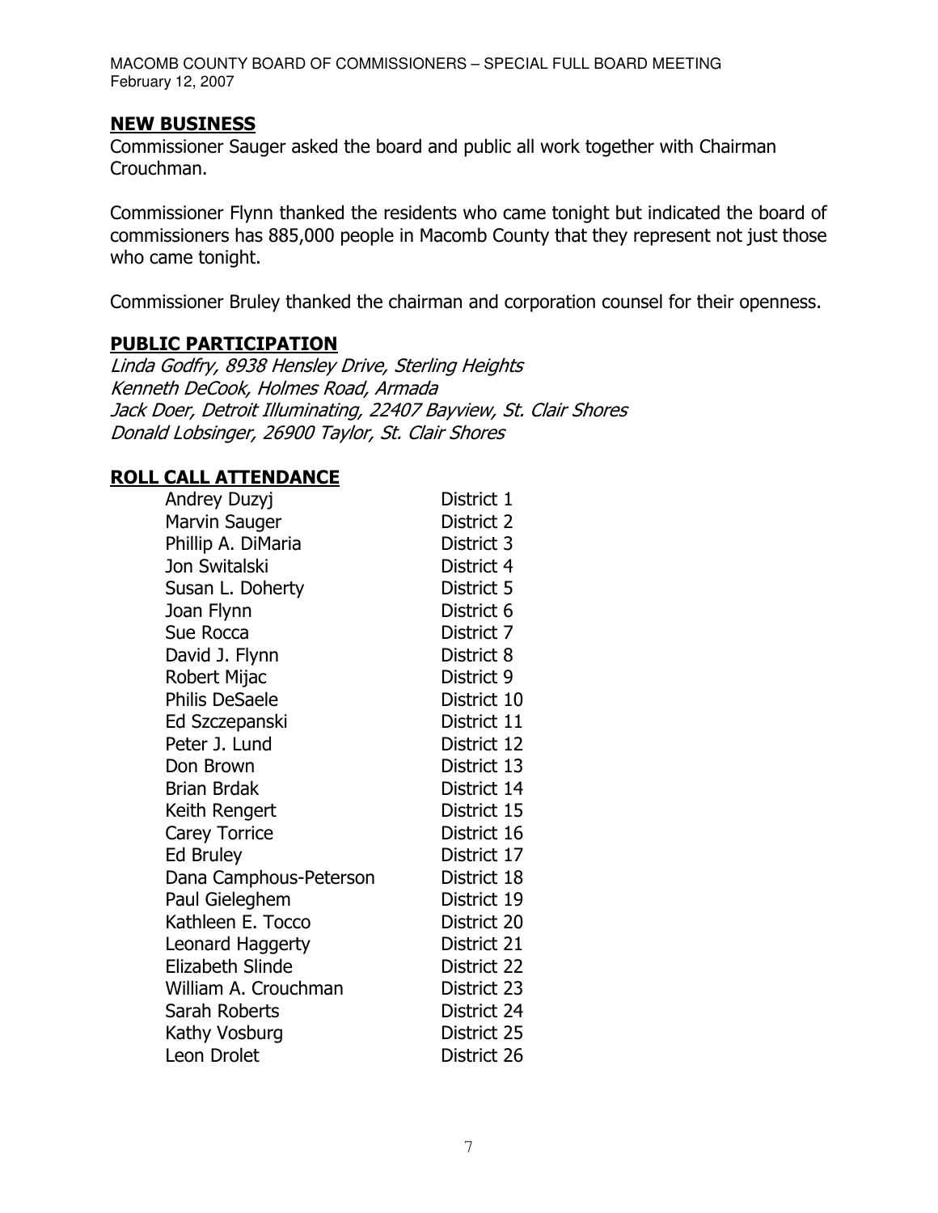## NEW BUSINESS

Commissioner Sauger asked the board and public all work together with Chairman Crouchman.

Commissioner Flynn thanked the residents who came tonight but indicated the board of commissioners has 885,000 people in Macomb County that they represent not just those who came tonight.

Commissioner Bruley thanked the chairman and corporation counsel for their openness.

## PUBLIC PARTICIPATION

*Linda Godfry, 8938 Hensley Drive, Sterling Heights*
*Kenneth DeCook, Holmes Road, Armada*
*Jack Doer, Detroit Illuminating, 22407 Bayview, St. Clair Shores*
*Donald Lobsinger, 26900 Taylor, St. Clair Shores*

## ROLL CALL ATTENDANCE

| | |
|---|---|
| Andrey Duzyj | District 1 |
| Marvin Sauger | District 2 |
| Phillip A. DiMaria | District 3 |
| Jon Switalski | District 4 |
| Susan L. Doherty | District 5 |
| Joan Flynn | District 6 |
| Sue Rocca | District 7 |
| David J. Flynn | District 8 |
| Robert Mijac | District 9 |
| Philis DeSaele | District 10 |
| Ed Szczepanski | District 11 |
| Peter J. Lund | District 12 |
| Don Brown | District 13 |
| Brian Brdak | District 14 |
| Keith Rengert | District 15 |
| Carey Torrice | District 16 |
| Ed Bruley | District 17 |
| Dana Camphous-Peterson | District 18 |
| Paul Gieleghem | District 19 |
| Kathleen E. Tocco | District 20 |
| Leonard Haggerty | District 21 |
| Elizabeth Slinde | District 22 |
| William A. Crouchman | District 23 |
| Sarah Roberts | District 24 |
| Kathy Vosburg | District 25 |
| Leon Drolet | District 26 |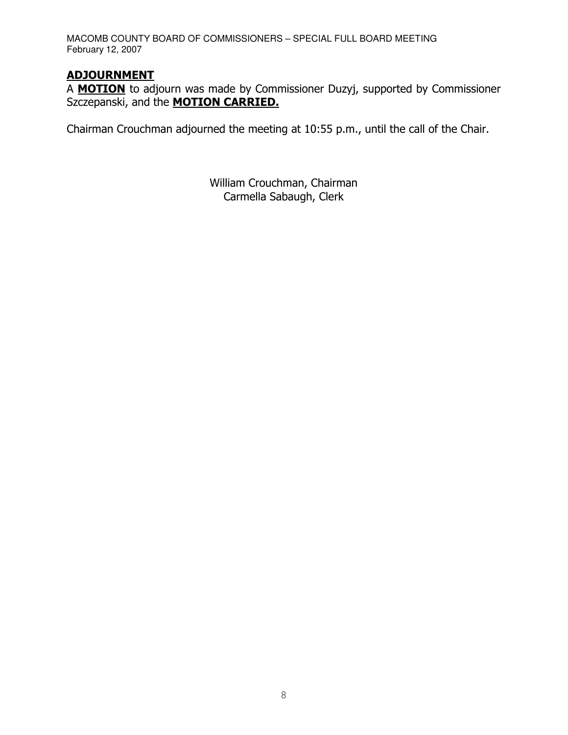## ADJOURNMENT

A **MOTION** to adjourn was made by Commissioner Duzyj, supported by Commissioner Szczepanski, and the **MOTION CARRIED.**

Chairman Crouchman adjourned the meeting at 10:55 p.m., until the call of the Chair.

William Crouchman, Chairman
Carmella Sabaugh, Clerk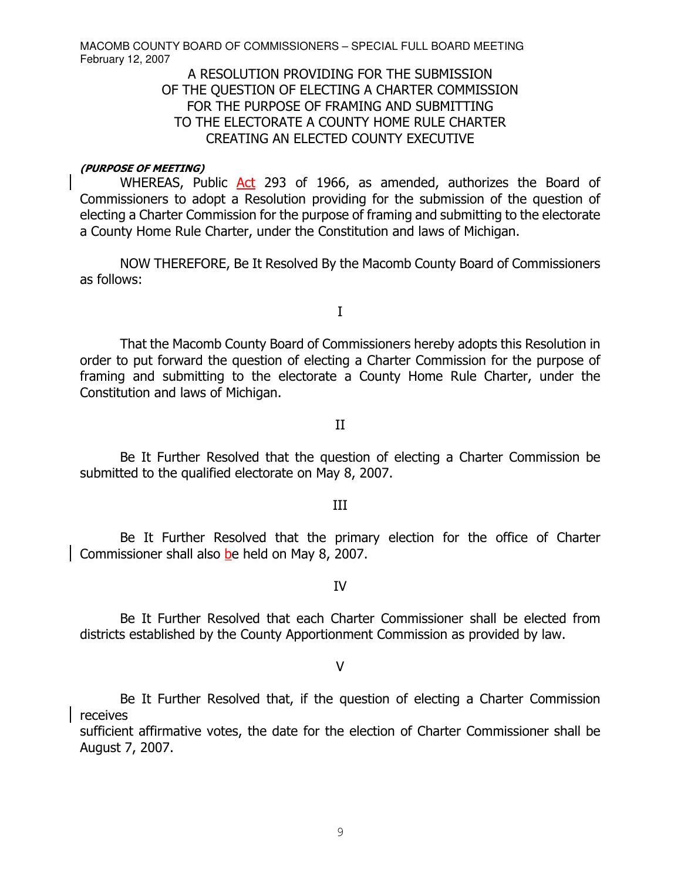A RESOLUTION PROVIDING FOR THE SUBMISSION
OF THE QUESTION OF ELECTING A CHARTER COMMISSION
FOR THE PURPOSE OF FRAMING AND SUBMITTING
TO THE ELECTORATE A COUNTY HOME RULE CHARTER
CREATING AN ELECTED COUNTY EXECUTIVE

***(PURPOSE OF MEETING)***

WHEREAS, Public Act 293 of 1966, as amended, authorizes the Board of Commissioners to adopt a Resolution providing for the submission of the question of electing a Charter Commission for the purpose of framing and submitting to the electorate a County Home Rule Charter, under the Constitution and laws of Michigan.

NOW THEREFORE, Be It Resolved By the Macomb County Board of Commissioners as follows:

I

That the Macomb County Board of Commissioners hereby adopts this Resolution in order to put forward the question of electing a Charter Commission for the purpose of framing and submitting to the electorate a County Home Rule Charter, under the Constitution and laws of Michigan.

II

Be It Further Resolved that the question of electing a Charter Commission be submitted to the qualified electorate on May 8, 2007.

III

Be It Further Resolved that the primary election for the office of Charter Commissioner shall also be held on May 8, 2007.

IV

Be It Further Resolved that each Charter Commissioner shall be elected from districts established by the County Apportionment Commission as provided by law.

V

Be It Further Resolved that, if the question of electing a Charter Commission receives
sufficient affirmative votes, the date for the election of Charter Commissioner shall be August 7, 2007.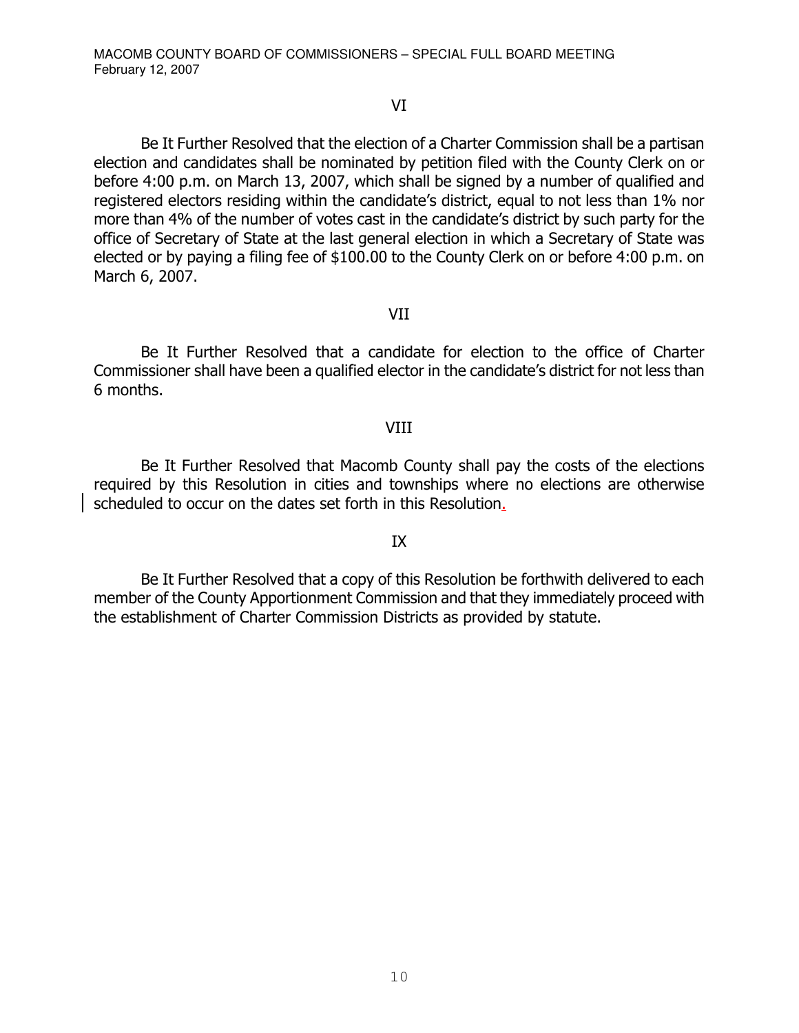VI

Be It Further Resolved that the election of a Charter Commission shall be a partisan election and candidates shall be nominated by petition filed with the County Clerk on or before 4:00 p.m. on March 13, 2007, which shall be signed by a number of qualified and registered electors residing within the candidate's district, equal to not less than 1% nor more than 4% of the number of votes cast in the candidate's district by such party for the office of Secretary of State at the last general election in which a Secretary of State was elected or by paying a filing fee of $100.00 to the County Clerk on or before 4:00 p.m. on March 6, 2007.

VII

Be It Further Resolved that a candidate for election to the office of Charter Commissioner shall have been a qualified elector in the candidate's district for not less than 6 months.

VIII

Be It Further Resolved that Macomb County shall pay the costs of the elections required by this Resolution in cities and townships where no elections are otherwise scheduled to occur on the dates set forth in this Resolution.

IX

Be It Further Resolved that a copy of this Resolution be forthwith delivered to each member of the County Apportionment Commission and that they immediately proceed with the establishment of Charter Commission Districts as provided by statute.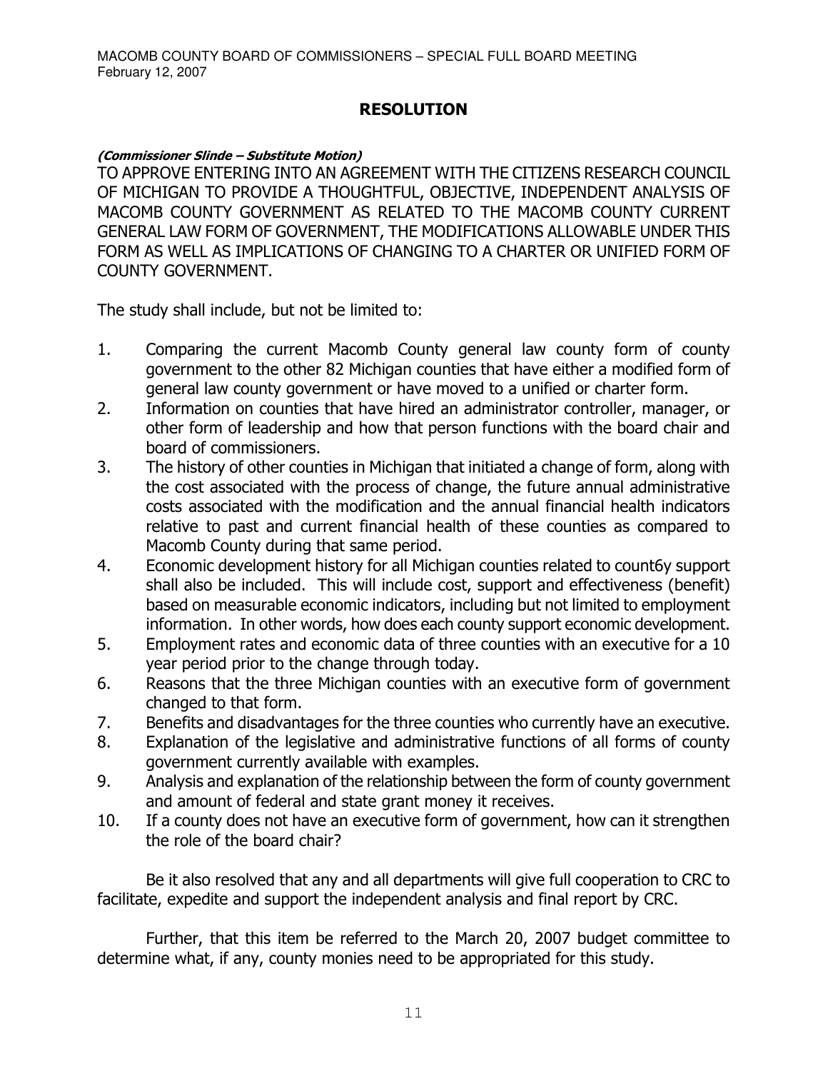# RESOLUTION

***(Commissioner Slinde – Substitute Motion)***

TO APPROVE ENTERING INTO AN AGREEMENT WITH THE CITIZENS RESEARCH COUNCIL OF MICHIGAN TO PROVIDE A THOUGHTFUL, OBJECTIVE, INDEPENDENT ANALYSIS OF MACOMB COUNTY GOVERNMENT AS RELATED TO THE MACOMB COUNTY CURRENT GENERAL LAW FORM OF GOVERNMENT, THE MODIFICATIONS ALLOWABLE UNDER THIS FORM AS WELL AS IMPLICATIONS OF CHANGING TO A CHARTER OR UNIFIED FORM OF COUNTY GOVERNMENT.

The study shall include, but not be limited to:

1. Comparing the current Macomb County general law county form of county government to the other 82 Michigan counties that have either a modified form of general law county government or have moved to a unified or charter form.
2. Information on counties that have hired an administrator controller, manager, or other form of leadership and how that person functions with the board chair and board of commissioners.
3. The history of other counties in Michigan that initiated a change of form, along with the cost associated with the process of change, the future annual administrative costs associated with the modification and the annual financial health indicators relative to past and current financial health of these counties as compared to Macomb County during that same period.
4. Economic development history for all Michigan counties related to count6y support shall also be included. This will include cost, support and effectiveness (benefit) based on measurable economic indicators, including but not limited to employment information. In other words, how does each county support economic development.
5. Employment rates and economic data of three counties with an executive for a 10 year period prior to the change through today.
6. Reasons that the three Michigan counties with an executive form of government changed to that form.
7. Benefits and disadvantages for the three counties who currently have an executive.
8. Explanation of the legislative and administrative functions of all forms of county government currently available with examples.
9. Analysis and explanation of the relationship between the form of county government and amount of federal and state grant money it receives.
10. If a county does not have an executive form of government, how can it strengthen the role of the board chair?

Be it also resolved that any and all departments will give full cooperation to CRC to facilitate, expedite and support the independent analysis and final report by CRC.

Further, that this item be referred to the March 20, 2007 budget committee to determine what, if any, county monies need to be appropriated for this study.